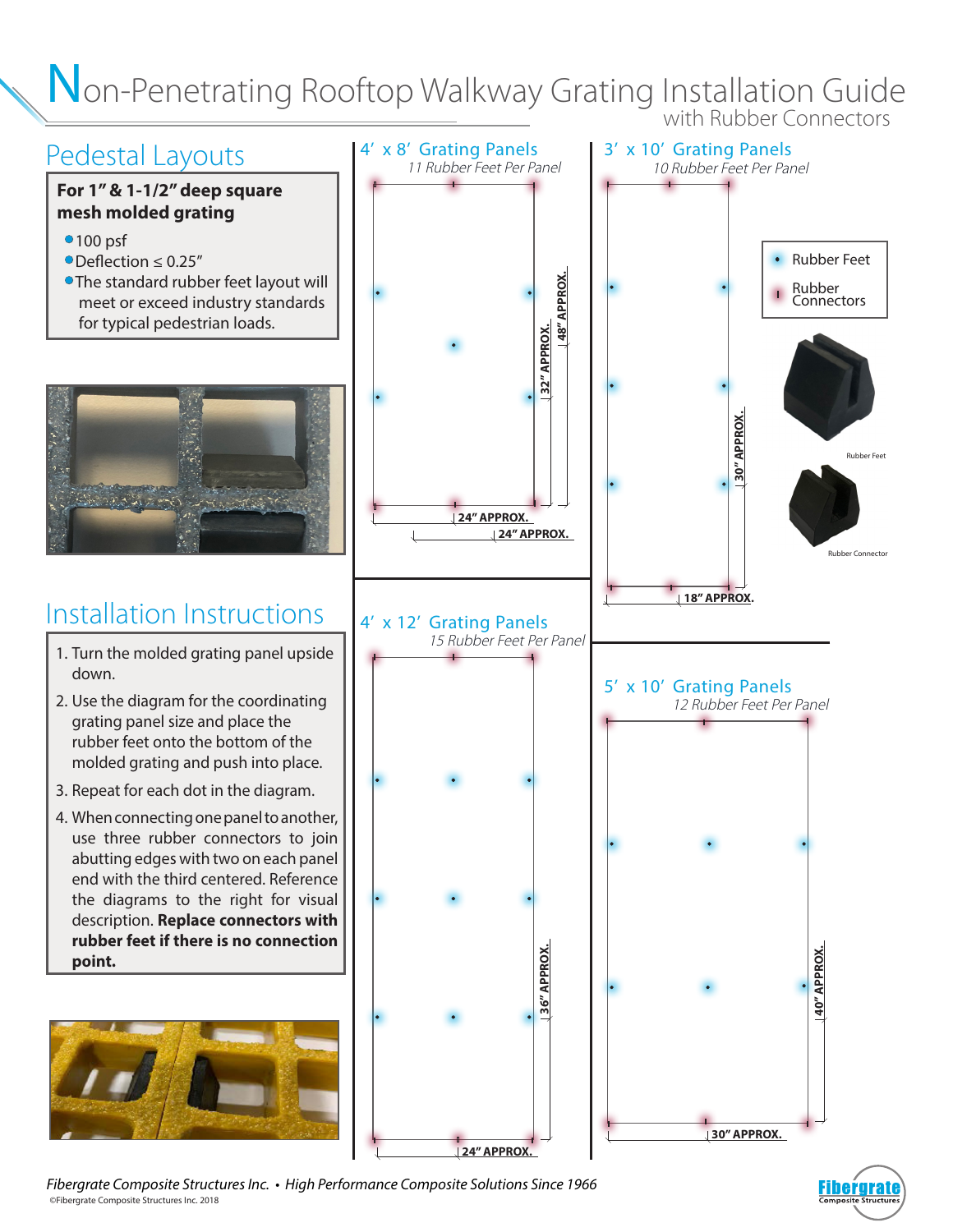# Non-Penetrating Rooftop Walkway Grating Installation Guide

with Rubber Connectors

## Pedestal Layouts

**For 1" & 1-1/2" deep square mesh molded grating**

- 100 psf
- Deflection ≤ 0.25"
- The standard rubber feet layout will meet or exceed industry standards for typical pedestrian loads.

## Installation Instructions

1. Turn the molded grating panel upside down.
2. Use the diagram for the coordinating grating panel size and place the rubber feet onto the bottom of the molded grating and push into place.
3. Repeat for each dot in the diagram.
4. When connecting one panel to another, use three rubber connectors to join abutting edges with two on each panel end with the third centered. Reference the diagrams to the right for visual description. **Replace connectors with rubber feet if there is no connection point.**

### 4' x 8' Grating Panels

*11 Rubber Feet Per Panel*

32" APPROX.
48" APPROX.
24" APPROX.
24" APPROX.

### 3' x 10' Grating Panels

*10 Rubber Feet Per Panel*

30" APPROX.
18" APPROX.

- Rubber Feet
- Rubber Connectors

Rubber Feet

Rubber Connector

### 4' x 12' Grating Panels

*15 Rubber Feet Per Panel*

36" APPROX.
24" APPROX.

### 5' x 10' Grating Panels

*12 Rubber Feet Per Panel*

40" APPROX.
30" APPROX.

*Fibergrate Composite Structures Inc. • High Performance Composite Solutions Since 1966*

©Fibergrate Composite Structures Inc. 2018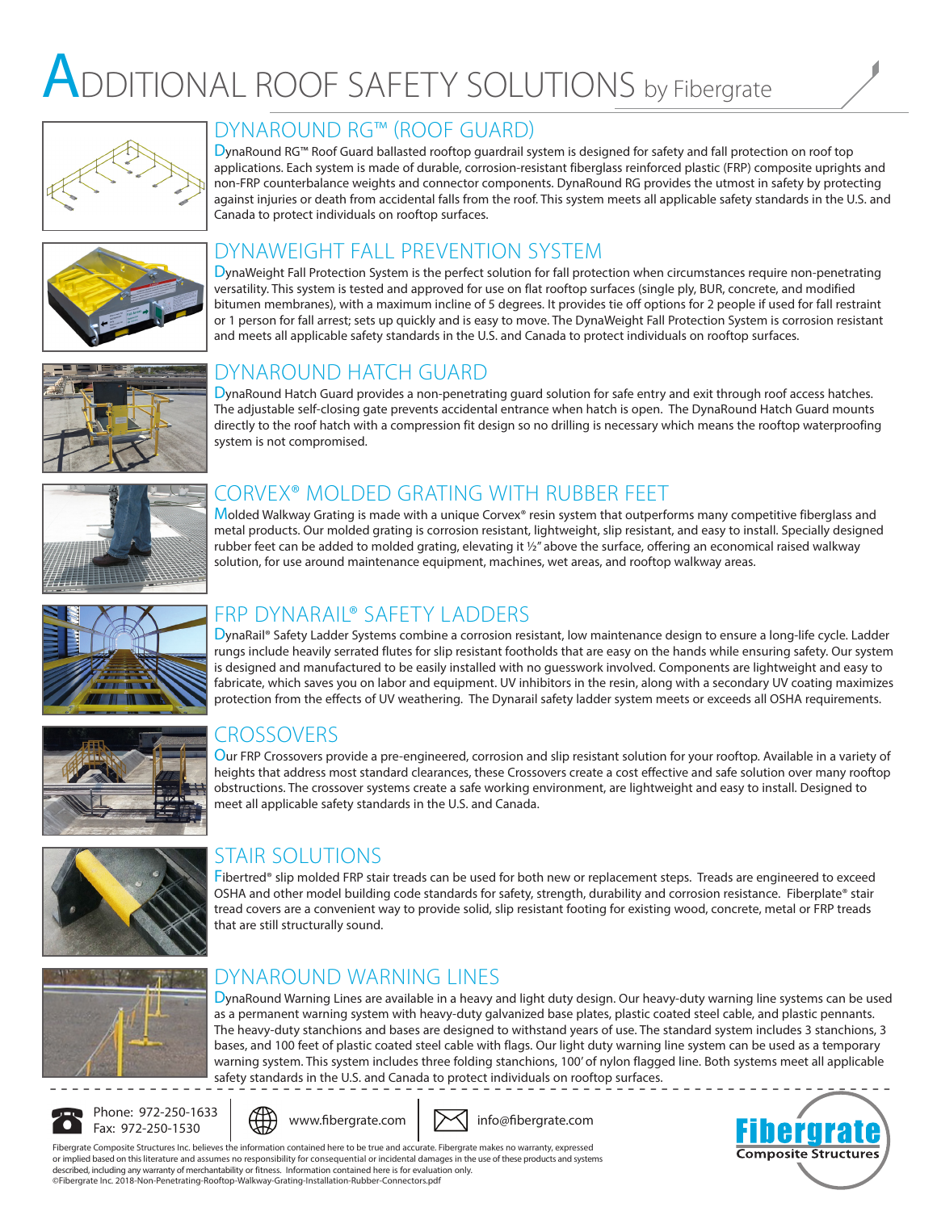# ADDITIONAL ROOF SAFETY SOLUTIONS by Fibergrate

## DYNAROUND RG™ (ROOF GUARD)

DynaRound RG™ Roof Guard ballasted rooftop guardrail system is designed for safety and fall protection on roof top applications. Each system is made of durable, corrosion-resistant fiberglass reinforced plastic (FRP) composite uprights and non-FRP counterbalance weights and connector components. DynaRound RG provides the utmost in safety by protecting against injuries or death from accidental falls from the roof. This system meets all applicable safety standards in the U.S. and Canada to protect individuals on rooftop surfaces.

## DYNAWEIGHT FALL PREVENTION SYSTEM

DynaWeight Fall Protection System is the perfect solution for fall protection when circumstances require non-penetrating versatility. This system is tested and approved for use on flat rooftop surfaces (single ply, BUR, concrete, and modified bitumen membranes), with a maximum incline of 5 degrees. It provides tie off options for 2 people if used for fall restraint or 1 person for fall arrest; sets up quickly and is easy to move. The DynaWeight Fall Protection System is corrosion resistant and meets all applicable safety standards in the U.S. and Canada to protect individuals on rooftop surfaces.

## DYNAROUND HATCH GUARD

DynaRound Hatch Guard provides a non-penetrating guard solution for safe entry and exit through roof access hatches. The adjustable self-closing gate prevents accidental entrance when hatch is open. The DynaRound Hatch Guard mounts directly to the roof hatch with a compression fit design so no drilling is necessary which means the rooftop waterproofing system is not compromised.

## CORVEX® MOLDED GRATING WITH RUBBER FEET

Molded Walkway Grating is made with a unique Corvex® resin system that outperforms many competitive fiberglass and metal products. Our molded grating is corrosion resistant, lightweight, slip resistant, and easy to install. Specially designed rubber feet can be added to molded grating, elevating it ½" above the surface, offering an economical raised walkway solution, for use around maintenance equipment, machines, wet areas, and rooftop walkway areas.

## FRP DYNARAIL® SAFETY LADDERS

DynaRail® Safety Ladder Systems combine a corrosion resistant, low maintenance design to ensure a long-life cycle. Ladder rungs include heavily serrated flutes for slip resistant footholds that are easy on the hands while ensuring safety. Our system is designed and manufactured to be easily installed with no guesswork involved. Components are lightweight and easy to fabricate, which saves you on labor and equipment. UV inhibitors in the resin, along with a secondary UV coating maximizes protection from the effects of UV weathering. The Dynarail safety ladder system meets or exceeds all OSHA requirements.

## CROSSOVERS

Our FRP Crossovers provide a pre-engineered, corrosion and slip resistant solution for your rooftop. Available in a variety of heights that address most standard clearances, these Crossovers create a cost effective and safe solution over many rooftop obstructions. The crossover systems create a safe working environment, are lightweight and easy to install. Designed to meet all applicable safety standards in the U.S. and Canada.

## STAIR SOLUTIONS

Fibertred® slip molded FRP stair treads can be used for both new or replacement steps. Treads are engineered to exceed OSHA and other model building code standards for safety, strength, durability and corrosion resistance. Fiberplate® stair tread covers are a convenient way to provide solid, slip resistant footing for existing wood, concrete, metal or FRP treads that are still structurally sound.

## DYNAROUND WARNING LINES

DynaRound Warning Lines are available in a heavy and light duty design. Our heavy-duty warning line systems can be used as a permanent warning system with heavy-duty galvanized base plates, plastic coated steel cable, and plastic pennants. The heavy-duty stanchions and bases are designed to withstand years of use. The standard system includes 3 stanchions, 3 bases, and 100 feet of plastic coated steel cable with flags. Our light duty warning line system can be used as a temporary warning system. This system includes three folding stanchions, 100' of nylon flagged line. Both systems meet all applicable safety standards in the U.S. and Canada to protect individuals on rooftop surfaces.

Phone: 972-250-1633
Fax: 972-250-1530

www.fibergrate.com

info@fibergrate.com

**Fibergrate** Composite Structures

Fibergrate Composite Structures Inc. believes the information contained here to be true and accurate. Fibergrate makes no warranty, expressed or implied based on this literature and assumes no responsibility for consequential or incidental damages in the use of these products and systems described, including any warranty of merchantability or fitness. Information contained here is for evaluation only.
©Fibergrate Inc. 2018-Non-Penetrating-Rooftop-Walkway-Grating-Installation-Rubber-Connectors.pdf